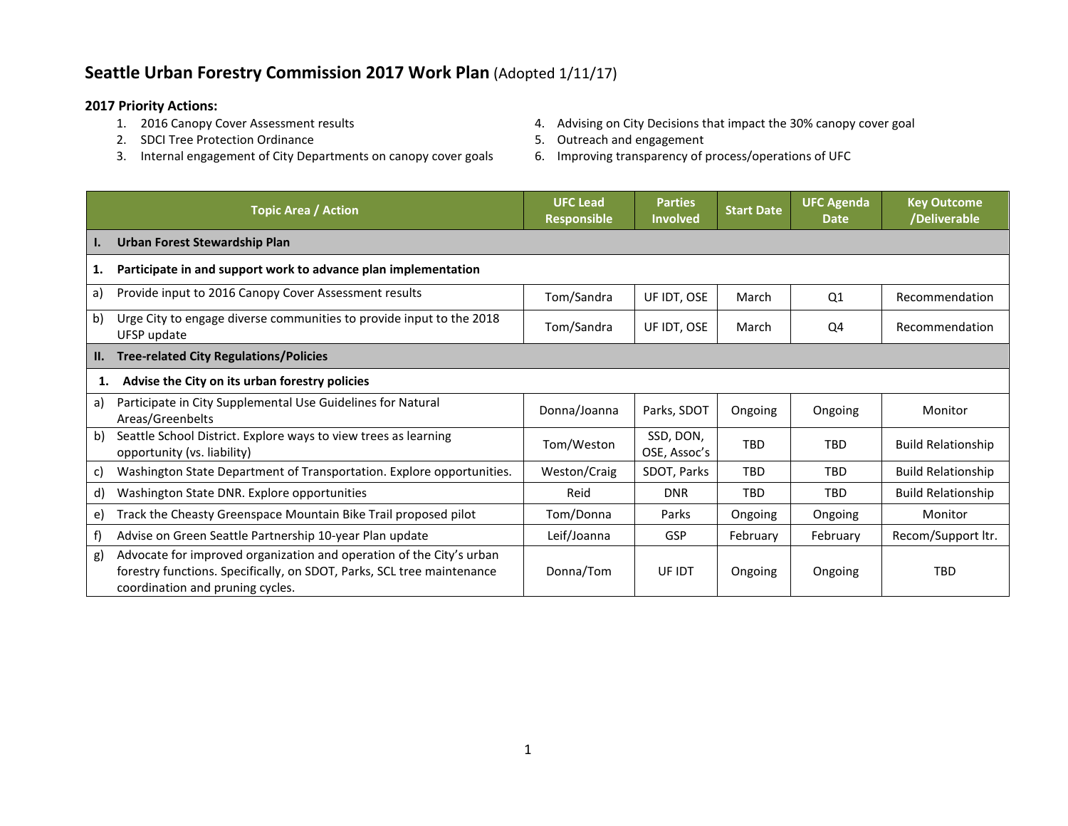# Seattle Urban Forestry Commission 2017 Work Plan (Adopted 1/11/17)

**2017 Priority Actions:**

1. 2016 Canopy Cover Assessment results
2. SDCI Tree Protection Ordinance
3. Internal engagement of City Departments on canopy cover goals
4. Advising on City Decisions that impact the 30% canopy cover goal
5. Outreach and engagement
6. Improving transparency of process/operations of UFC

| Topic Area / Action | UFC Lead Responsible | Parties Involved | Start Date | UFC Agenda Date | Key Outcome /Deliverable |
|---|---|---|---|---|---|
| **I. Urban Forest Stewardship Plan** | | | | | |
| **1. Participate in and support work to advance plan implementation** | | | | | |
| a) Provide input to 2016 Canopy Cover Assessment results | Tom/Sandra | UF IDT, OSE | March | Q1 | Recommendation |
| b) Urge City to engage diverse communities to provide input to the 2018 UFSP update | Tom/Sandra | UF IDT, OSE | March | Q4 | Recommendation |
| **II. Tree-related City Regulations/Policies** | | | | | |
| **1. Advise the City on its urban forestry policies** | | | | | |
| a) Participate in City Supplemental Use Guidelines for Natural Areas/Greenbelts | Donna/Joanna | Parks, SDOT | Ongoing | Ongoing | Monitor |
| b) Seattle School District. Explore ways to view trees as learning opportunity (vs. liability) | Tom/Weston | SSD, DON, OSE, Assoc's | TBD | TBD | Build Relationship |
| c) Washington State Department of Transportation. Explore opportunities. | Weston/Craig | SDOT, Parks | TBD | TBD | Build Relationship |
| d) Washington State DNR. Explore opportunities | Reid | DNR | TBD | TBD | Build Relationship |
| e) Track the Cheasty Greenspace Mountain Bike Trail proposed pilot | Tom/Donna | Parks | Ongoing | Ongoing | Monitor |
| f) Advise on Green Seattle Partnership 10-year Plan update | Leif/Joanna | GSP | February | February | Recom/Support ltr. |
| g) Advocate for improved organization and operation of the City's urban forestry functions. Specifically, on SDOT, Parks, SCL tree maintenance coordination and pruning cycles. | Donna/Tom | UF IDT | Ongoing | Ongoing | TBD |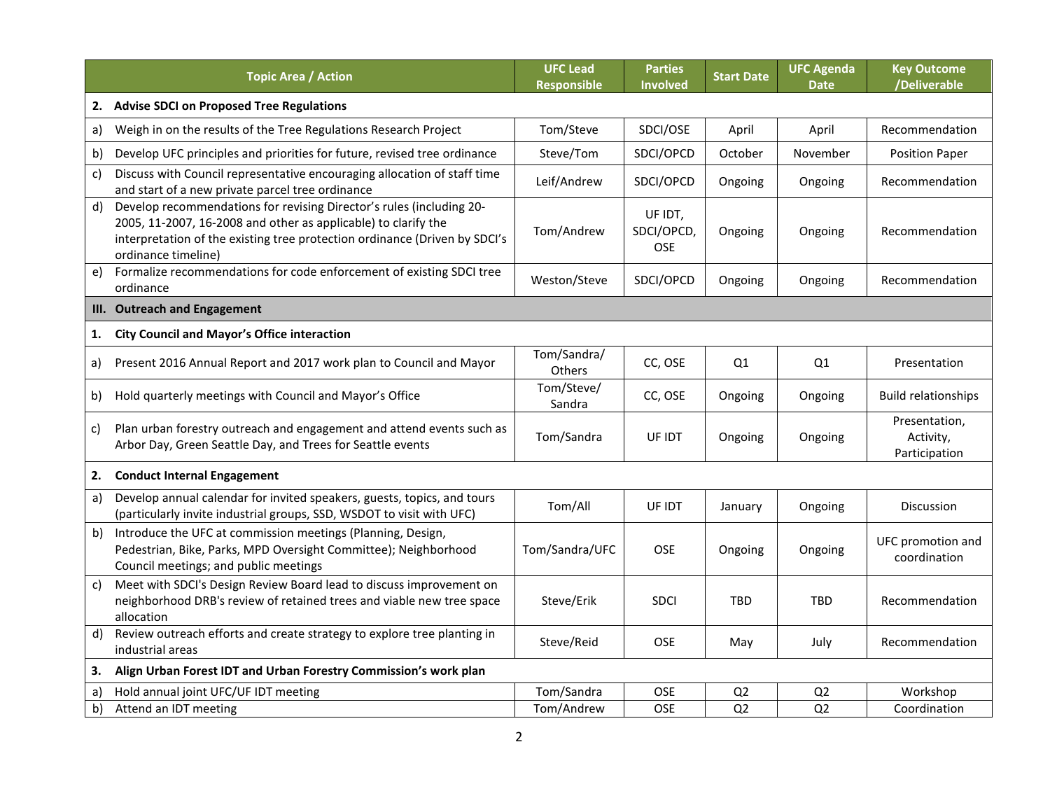| Topic Area / Action | UFC Lead Responsible | Parties Involved | Start Date | UFC Agenda Date | Key Outcome /Deliverable |
|---|---|---|---|---|---|
| **2. Advise SDCI on Proposed Tree Regulations** | | | | | |
| a) Weigh in on the results of the Tree Regulations Research Project | Tom/Steve | SDCI/OSE | April | April | Recommendation |
| b) Develop UFC principles and priorities for future, revised tree ordinance | Steve/Tom | SDCI/OPCD | October | November | Position Paper |
| c) Discuss with Council representative encouraging allocation of staff time and start of a new private parcel tree ordinance | Leif/Andrew | SDCI/OPCD | Ongoing | Ongoing | Recommendation |
| d) Develop recommendations for revising Director's rules (including 20-2005, 11-2007, 16-2008 and other as applicable) to clarify the interpretation of the existing tree protection ordinance (Driven by SDCI's ordinance timeline) | Tom/Andrew | UF IDT, SDCI/OPCD, OSE | Ongoing | Ongoing | Recommendation |
| e) Formalize recommendations for code enforcement of existing SDCI tree ordinance | Weston/Steve | SDCI/OPCD | Ongoing | Ongoing | Recommendation |
| **III. Outreach and Engagement** | | | | | |
| **1. City Council and Mayor's Office interaction** | | | | | |
| a) Present 2016 Annual Report and 2017 work plan to Council and Mayor | Tom/Sandra/ Others | CC, OSE | Q1 | Q1 | Presentation |
| b) Hold quarterly meetings with Council and Mayor's Office | Tom/Steve/ Sandra | CC, OSE | Ongoing | Ongoing | Build relationships |
| c) Plan urban forestry outreach and engagement and attend events such as Arbor Day, Green Seattle Day, and Trees for Seattle events | Tom/Sandra | UF IDT | Ongoing | Ongoing | Presentation, Activity, Participation |
| **2. Conduct Internal Engagement** | | | | | |
| a) Develop annual calendar for invited speakers, guests, topics, and tours (particularly invite industrial groups, SSD, WSDOT to visit with UFC) | Tom/All | UF IDT | January | Ongoing | Discussion |
| b) Introduce the UFC at commission meetings (Planning, Design, Pedestrian, Bike, Parks, MPD Oversight Committee); Neighborhood Council meetings; and public meetings | Tom/Sandra/UFC | OSE | Ongoing | Ongoing | UFC promotion and coordination |
| c) Meet with SDCI's Design Review Board lead to discuss improvement on neighborhood DRB's review of retained trees and viable new tree space allocation | Steve/Erik | SDCI | TBD | TBD | Recommendation |
| d) Review outreach efforts and create strategy to explore tree planting in industrial areas | Steve/Reid | OSE | May | July | Recommendation |
| **3. Align Urban Forest IDT and Urban Forestry Commission's work plan** | | | | | |
| a) Hold annual joint UFC/UF IDT meeting | Tom/Sandra | OSE | Q2 | Q2 | Workshop |
| b) Attend an IDT meeting | Tom/Andrew | OSE | Q2 | Q2 | Coordination |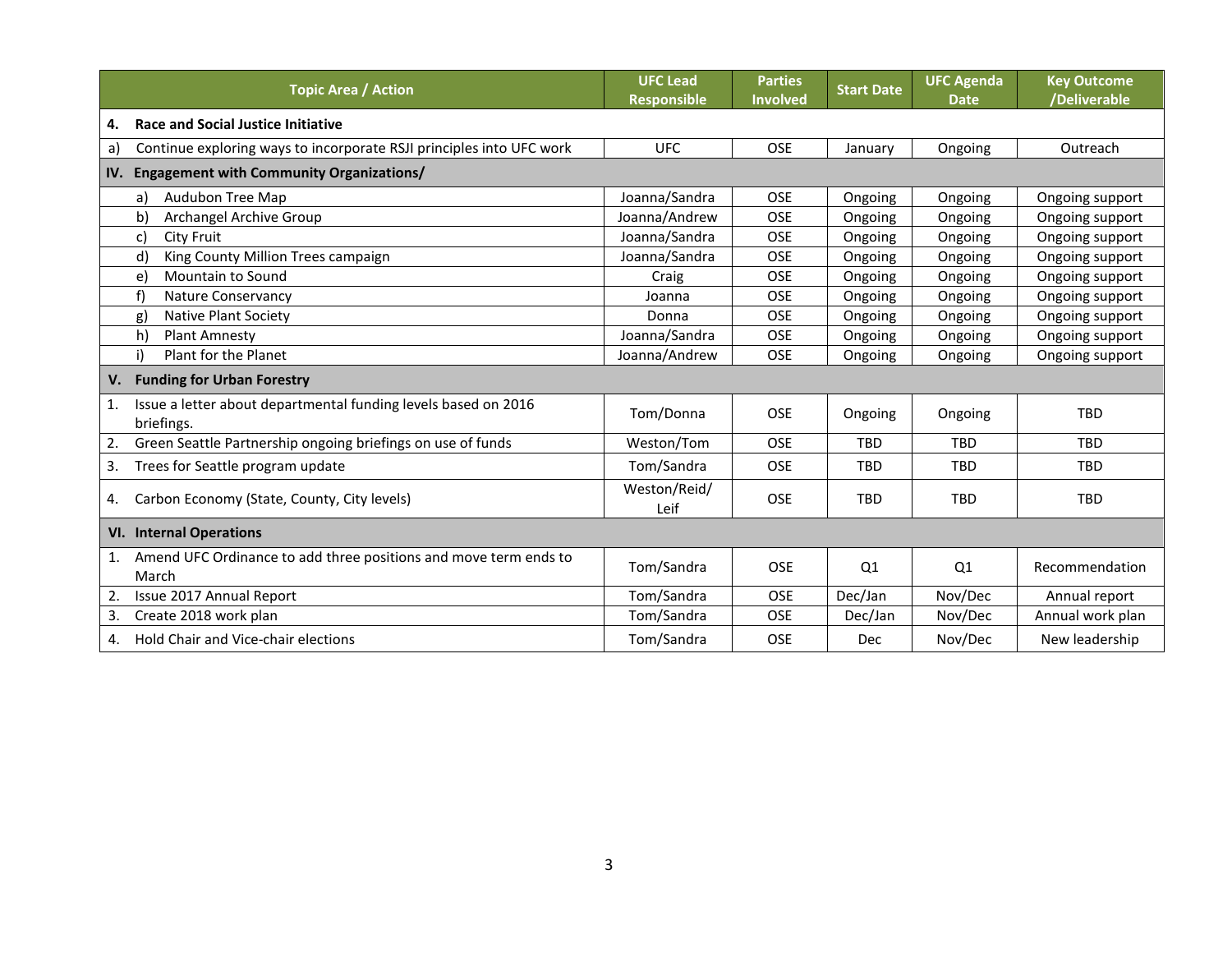| Topic Area / Action | UFC Lead Responsible | Parties Involved | Start Date | UFC Agenda Date | Key Outcome /Deliverable |
|---|---|---|---|---|---|
| **4. Race and Social Justice Initiative** | | | | | |
| a) Continue exploring ways to incorporate RSJI principles into UFC work | UFC | OSE | January | Ongoing | Outreach |
| **IV. Engagement with Community Organizations/** | | | | | |
| a) Audubon Tree Map | Joanna/Sandra | OSE | Ongoing | Ongoing | Ongoing support |
| b) Archangel Archive Group | Joanna/Andrew | OSE | Ongoing | Ongoing | Ongoing support |
| c) City Fruit | Joanna/Sandra | OSE | Ongoing | Ongoing | Ongoing support |
| d) King County Million Trees campaign | Joanna/Sandra | OSE | Ongoing | Ongoing | Ongoing support |
| e) Mountain to Sound | Craig | OSE | Ongoing | Ongoing | Ongoing support |
| f) Nature Conservancy | Joanna | OSE | Ongoing | Ongoing | Ongoing support |
| g) Native Plant Society | Donna | OSE | Ongoing | Ongoing | Ongoing support |
| h) Plant Amnesty | Joanna/Sandra | OSE | Ongoing | Ongoing | Ongoing support |
| i) Plant for the Planet | Joanna/Andrew | OSE | Ongoing | Ongoing | Ongoing support |
| **V. Funding for Urban Forestry** | | | | | |
| 1. Issue a letter about departmental funding levels based on 2016 briefings. | Tom/Donna | OSE | Ongoing | Ongoing | TBD |
| 2. Green Seattle Partnership ongoing briefings on use of funds | Weston/Tom | OSE | TBD | TBD | TBD |
| 3. Trees for Seattle program update | Tom/Sandra | OSE | TBD | TBD | TBD |
| 4. Carbon Economy (State, County, City levels) | Weston/Reid/ Leif | OSE | TBD | TBD | TBD |
| **VI. Internal Operations** | | | | | |
| 1. Amend UFC Ordinance to add three positions and move term ends to March | Tom/Sandra | OSE | Q1 | Q1 | Recommendation |
| 2. Issue 2017 Annual Report | Tom/Sandra | OSE | Dec/Jan | Nov/Dec | Annual report |
| 3. Create 2018 work plan | Tom/Sandra | OSE | Dec/Jan | Nov/Dec | Annual work plan |
| 4. Hold Chair and Vice-chair elections | Tom/Sandra | OSE | Dec | Nov/Dec | New leadership |